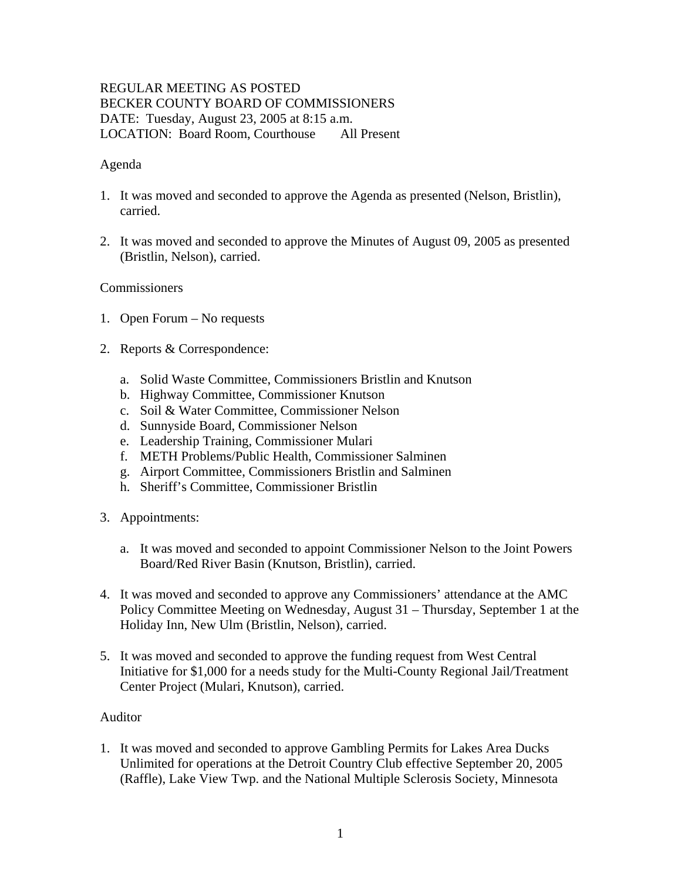REGULAR MEETING AS POSTED
BECKER COUNTY BOARD OF COMMISSIONERS
DATE: Tuesday, August 23, 2005 at 8:15 a.m.
LOCATION: Board Room, Courthouse All Present

Agenda

1. It was moved and seconded to approve the Agenda as presented (Nelson, Bristlin), carried.

2. It was moved and seconded to approve the Minutes of August 09, 2005 as presented (Bristlin, Nelson), carried.

Commissioners

1. Open Forum – No requests

2. Reports & Correspondence:

   a. Solid Waste Committee, Commissioners Bristlin and Knutson
   b. Highway Committee, Commissioner Knutson
   c. Soil & Water Committee, Commissioner Nelson
   d. Sunnyside Board, Commissioner Nelson
   e. Leadership Training, Commissioner Mulari
   f. METH Problems/Public Health, Commissioner Salminen
   g. Airport Committee, Commissioners Bristlin and Salminen
   h. Sheriff's Committee, Commissioner Bristlin

3. Appointments:

   a. It was moved and seconded to appoint Commissioner Nelson to the Joint Powers Board/Red River Basin (Knutson, Bristlin), carried.

4. It was moved and seconded to approve any Commissioners' attendance at the AMC Policy Committee Meeting on Wednesday, August 31 – Thursday, September 1 at the Holiday Inn, New Ulm (Bristlin, Nelson), carried.

5. It was moved and seconded to approve the funding request from West Central Initiative for $1,000 for a needs study for the Multi-County Regional Jail/Treatment Center Project (Mulari, Knutson), carried.

Auditor

1. It was moved and seconded to approve Gambling Permits for Lakes Area Ducks Unlimited for operations at the Detroit Country Club effective September 20, 2005 (Raffle), Lake View Twp. and the National Multiple Sclerosis Society, Minnesota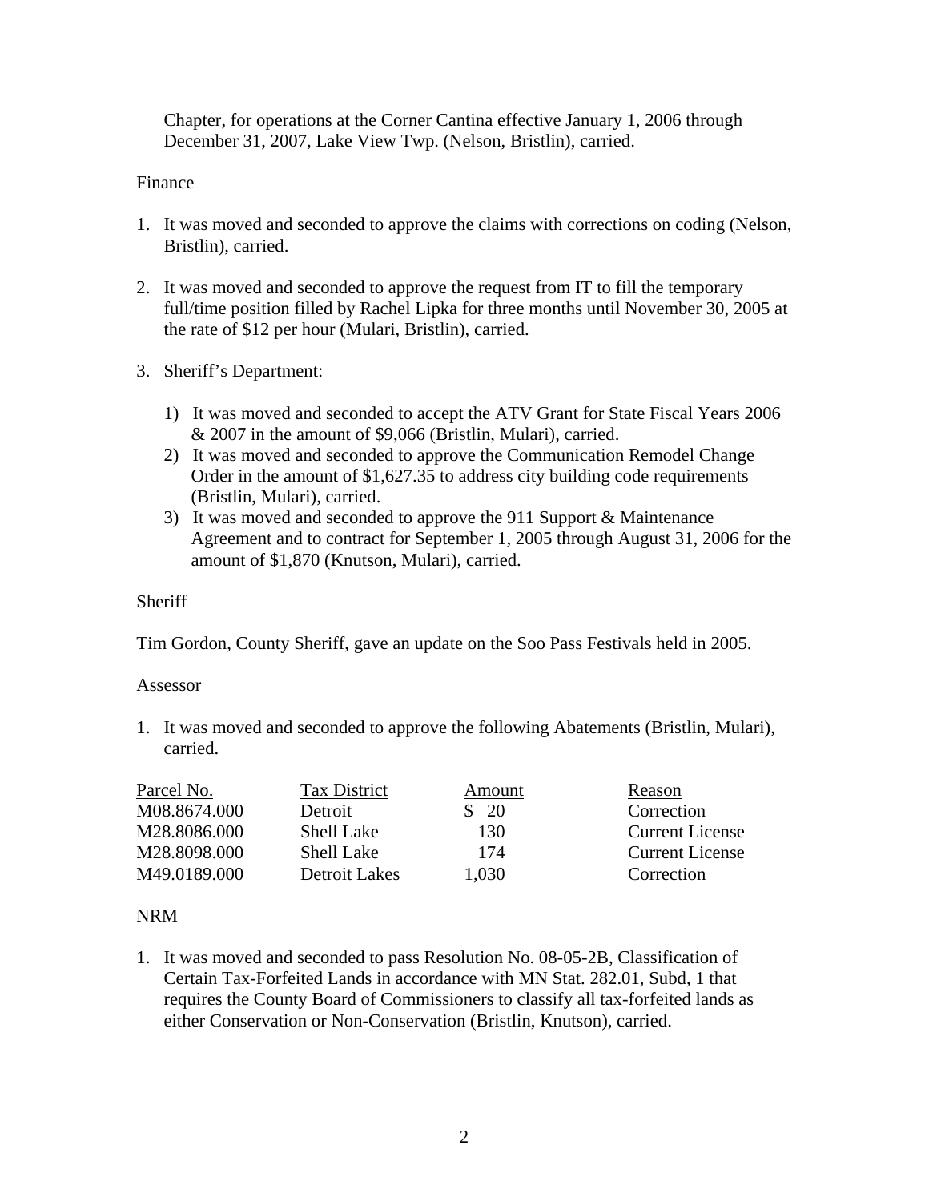Chapter, for operations at the Corner Cantina effective January 1, 2006 through December 31, 2007, Lake View Twp. (Nelson, Bristlin), carried.

Finance

1. It was moved and seconded to approve the claims with corrections on coding (Nelson, Bristlin), carried.

2. It was moved and seconded to approve the request from IT to fill the temporary full/time position filled by Rachel Lipka for three months until November 30, 2005 at the rate of $12 per hour (Mulari, Bristlin), carried.

3. Sheriff's Department:

   1) It was moved and seconded to accept the ATV Grant for State Fiscal Years 2006 & 2007 in the amount of $9,066 (Bristlin, Mulari), carried.
   2) It was moved and seconded to approve the Communication Remodel Change Order in the amount of $1,627.35 to address city building code requirements (Bristlin, Mulari), carried.
   3) It was moved and seconded to approve the 911 Support & Maintenance Agreement and to contract for September 1, 2005 through August 31, 2006 for the amount of $1,870 (Knutson, Mulari), carried.

Sheriff

Tim Gordon, County Sheriff, gave an update on the Soo Pass Festivals held in 2005.

Assessor

1. It was moved and seconded to approve the following Abatements (Bristlin, Mulari), carried.

| Parcel No. | Tax District | Amount | Reason |
|---|---|---|---|
| M08.8674.000 | Detroit | $ 20 | Correction |
| M28.8086.000 | Shell Lake | 130 | Current License |
| M28.8098.000 | Shell Lake | 174 | Current License |
| M49.0189.000 | Detroit Lakes | 1,030 | Correction |

NRM

1. It was moved and seconded to pass Resolution No. 08-05-2B, Classification of Certain Tax-Forfeited Lands in accordance with MN Stat. 282.01, Subd, 1 that requires the County Board of Commissioners to classify all tax-forfeited lands as either Conservation or Non-Conservation (Bristlin, Knutson), carried.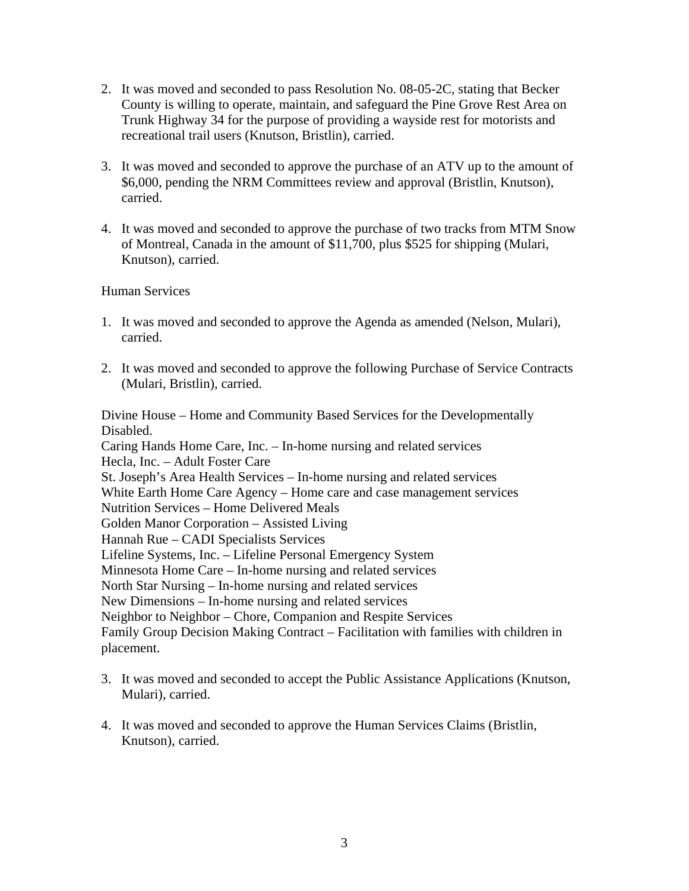2. It was moved and seconded to pass Resolution No. 08-05-2C, stating that Becker County is willing to operate, maintain, and safeguard the Pine Grove Rest Area on Trunk Highway 34 for the purpose of providing a wayside rest for motorists and recreational trail users (Knutson, Bristlin), carried.

3. It was moved and seconded to approve the purchase of an ATV up to the amount of $6,000, pending the NRM Committees review and approval (Bristlin, Knutson), carried.

4. It was moved and seconded to approve the purchase of two tracks from MTM Snow of Montreal, Canada in the amount of $11,700, plus $525 for shipping (Mulari, Knutson), carried.

Human Services

1. It was moved and seconded to approve the Agenda as amended (Nelson, Mulari), carried.

2. It was moved and seconded to approve the following Purchase of Service Contracts (Mulari, Bristlin), carried.

Divine House – Home and Community Based Services for the Developmentally Disabled.
Caring Hands Home Care, Inc. – In-home nursing and related services
Hecla, Inc. – Adult Foster Care
St. Joseph's Area Health Services – In-home nursing and related services
White Earth Home Care Agency – Home care and case management services
Nutrition Services – Home Delivered Meals
Golden Manor Corporation – Assisted Living
Hannah Rue – CADI Specialists Services
Lifeline Systems, Inc. – Lifeline Personal Emergency System
Minnesota Home Care – In-home nursing and related services
North Star Nursing – In-home nursing and related services
New Dimensions – In-home nursing and related services
Neighbor to Neighbor – Chore, Companion and Respite Services
Family Group Decision Making Contract – Facilitation with families with children in placement.

3. It was moved and seconded to accept the Public Assistance Applications (Knutson, Mulari), carried.

4. It was moved and seconded to approve the Human Services Claims (Bristlin, Knutson), carried.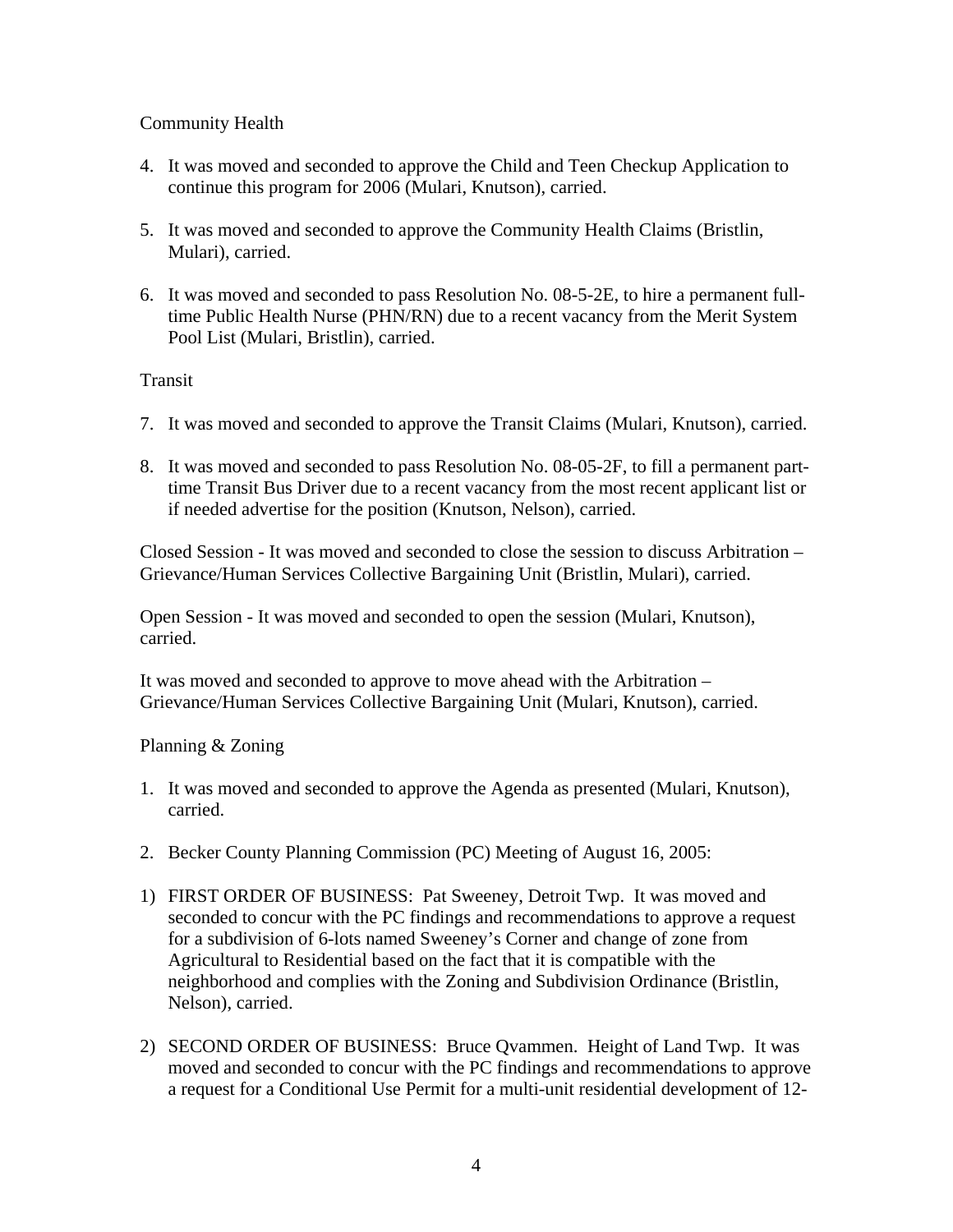Community Health

4. It was moved and seconded to approve the Child and Teen Checkup Application to continue this program for 2006 (Mulari, Knutson), carried.

5. It was moved and seconded to approve the Community Health Claims (Bristlin, Mulari), carried.

6. It was moved and seconded to pass Resolution No. 08-5-2E, to hire a permanent full-time Public Health Nurse (PHN/RN) due to a recent vacancy from the Merit System Pool List (Mulari, Bristlin), carried.

Transit

7. It was moved and seconded to approve the Transit Claims (Mulari, Knutson), carried.

8. It was moved and seconded to pass Resolution No. 08-05-2F, to fill a permanent part-time Transit Bus Driver due to a recent vacancy from the most recent applicant list or if needed advertise for the position (Knutson, Nelson), carried.

Closed Session - It was moved and seconded to close the session to discuss Arbitration – Grievance/Human Services Collective Bargaining Unit (Bristlin, Mulari), carried.

Open Session - It was moved and seconded to open the session (Mulari, Knutson), carried.

It was moved and seconded to approve to move ahead with the Arbitration – Grievance/Human Services Collective Bargaining Unit (Mulari, Knutson), carried.

Planning & Zoning

1. It was moved and seconded to approve the Agenda as presented (Mulari, Knutson), carried.

2. Becker County Planning Commission (PC) Meeting of August 16, 2005:

1) FIRST ORDER OF BUSINESS: Pat Sweeney, Detroit Twp. It was moved and seconded to concur with the PC findings and recommendations to approve a request for a subdivision of 6-lots named Sweeney's Corner and change of zone from Agricultural to Residential based on the fact that it is compatible with the neighborhood and complies with the Zoning and Subdivision Ordinance (Bristlin, Nelson), carried.

2) SECOND ORDER OF BUSINESS: Bruce Qvammen. Height of Land Twp. It was moved and seconded to concur with the PC findings and recommendations to approve a request for a Conditional Use Permit for a multi-unit residential development of 12-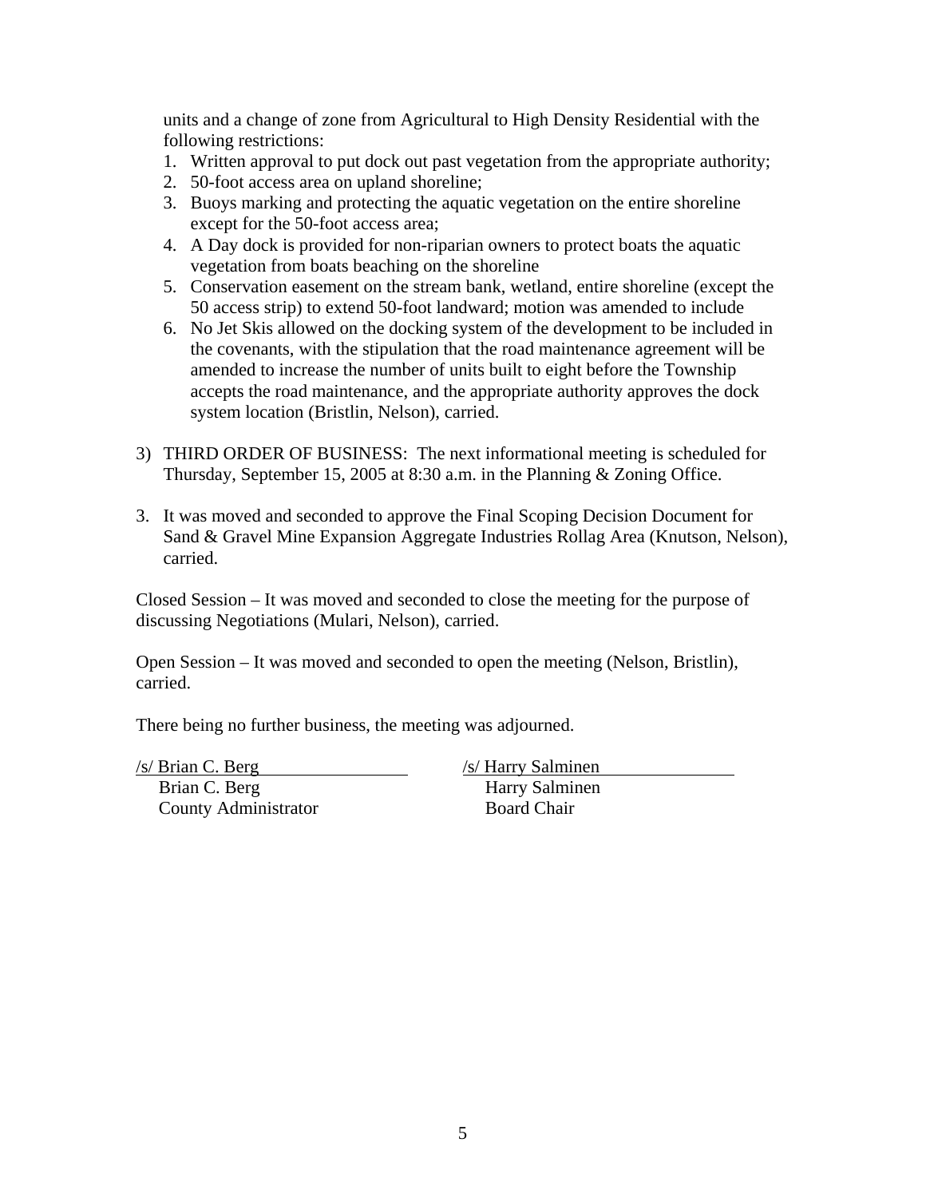units and a change of zone from Agricultural to High Density Residential with the following restrictions:

1. Written approval to put dock out past vegetation from the appropriate authority;
2. 50-foot access area on upland shoreline;
3. Buoys marking and protecting the aquatic vegetation on the entire shoreline except for the 50-foot access area;
4. A Day dock is provided for non-riparian owners to protect boats the aquatic vegetation from boats beaching on the shoreline
5. Conservation easement on the stream bank, wetland, entire shoreline (except the 50 access strip) to extend 50-foot landward; motion was amended to include
6. No Jet Skis allowed on the docking system of the development to be included in the covenants, with the stipulation that the road maintenance agreement will be amended to increase the number of units built to eight before the Township accepts the road maintenance, and the appropriate authority approves the dock system location (Bristlin, Nelson), carried.

3) THIRD ORDER OF BUSINESS: The next informational meeting is scheduled for Thursday, September 15, 2005 at 8:30 a.m. in the Planning & Zoning Office.

3. It was moved and seconded to approve the Final Scoping Decision Document for Sand & Gravel Mine Expansion Aggregate Industries Rollag Area (Knutson, Nelson), carried.

Closed Session – It was moved and seconded to close the meeting for the purpose of discussing Negotiations (Mulari, Nelson), carried.

Open Session – It was moved and seconded to open the meeting (Nelson, Bristlin), carried.

There being no further business, the meeting was adjourned.

/s/ Brian C. Berg
Brian C. Berg
County Administrator

/s/ Harry Salminen
Harry Salminen
Board Chair